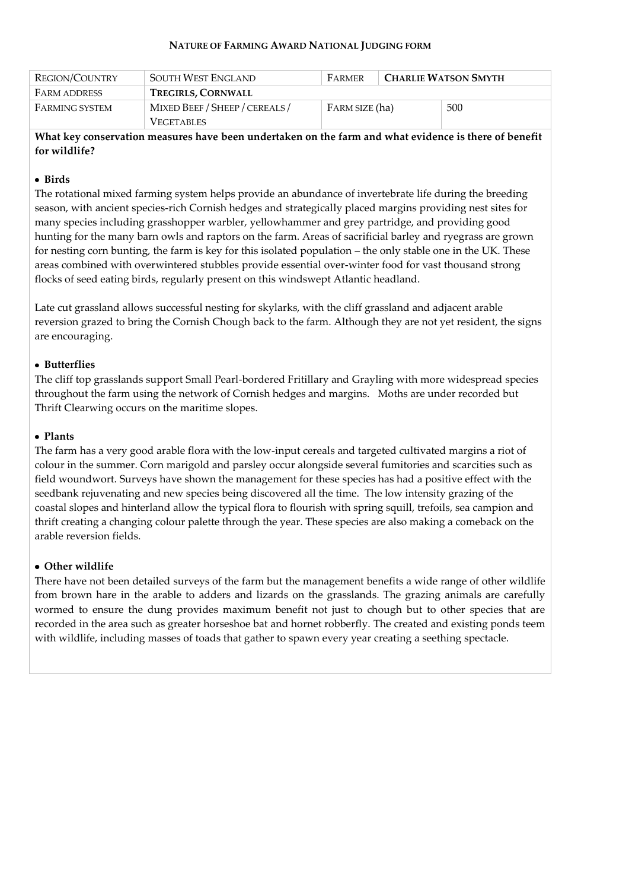**NATURE OF FARMING AWARD NATIONAL JUDGING FORM**

| REGION/COUNTRY | SOUTH WEST ENGLAND | FARMER | **CHARLIE WATSON SMYTH** | |
|---|---|---|---|---|
| FARM ADDRESS | **TREGIRLS, CORNWALL** | | | |
| FARMING SYSTEM | MIXED BEEF / SHEEP / CEREALS / VEGETABLES | FARM SIZE (ha) | | 500 |

**What key conservation measures have been undertaken on the farm and what evidence is there of benefit for wildlife?**

- **Birds**

The rotational mixed farming system helps provide an abundance of invertebrate life during the breeding season, with ancient species-rich Cornish hedges and strategically placed margins providing nest sites for many species including grasshopper warbler, yellowhammer and grey partridge, and providing good hunting for the many barn owls and raptors on the farm. Areas of sacrificial barley and ryegrass are grown for nesting corn bunting, the farm is key for this isolated population – the only stable one in the UK. These areas combined with overwintered stubbles provide essential over-winter food for vast thousand strong flocks of seed eating birds, regularly present on this windswept Atlantic headland.

Late cut grassland allows successful nesting for skylarks, with the cliff grassland and adjacent arable reversion grazed to bring the Cornish Chough back to the farm. Although they are not yet resident, the signs are encouraging.

- **Butterflies**

The cliff top grasslands support Small Pearl-bordered Fritillary and Grayling with more widespread species throughout the farm using the network of Cornish hedges and margins. Moths are under recorded but Thrift Clearwing occurs on the maritime slopes.

- **Plants**

The farm has a very good arable flora with the low-input cereals and targeted cultivated margins a riot of colour in the summer. Corn marigold and parsley occur alongside several fumitories and scarcities such as field woundwort. Surveys have shown the management for these species has had a positive effect with the seedbank rejuvenating and new species being discovered all the time. The low intensity grazing of the coastal slopes and hinterland allow the typical flora to flourish with spring squill, trefoils, sea campion and thrift creating a changing colour palette through the year. These species are also making a comeback on the arable reversion fields.

- **Other wildlife**

There have not been detailed surveys of the farm but the management benefits a wide range of other wildlife from brown hare in the arable to adders and lizards on the grasslands. The grazing animals are carefully wormed to ensure the dung provides maximum benefit not just to chough but to other species that are recorded in the area such as greater horseshoe bat and hornet robberfly. The created and existing ponds teem with wildlife, including masses of toads that gather to spawn every year creating a seething spectacle.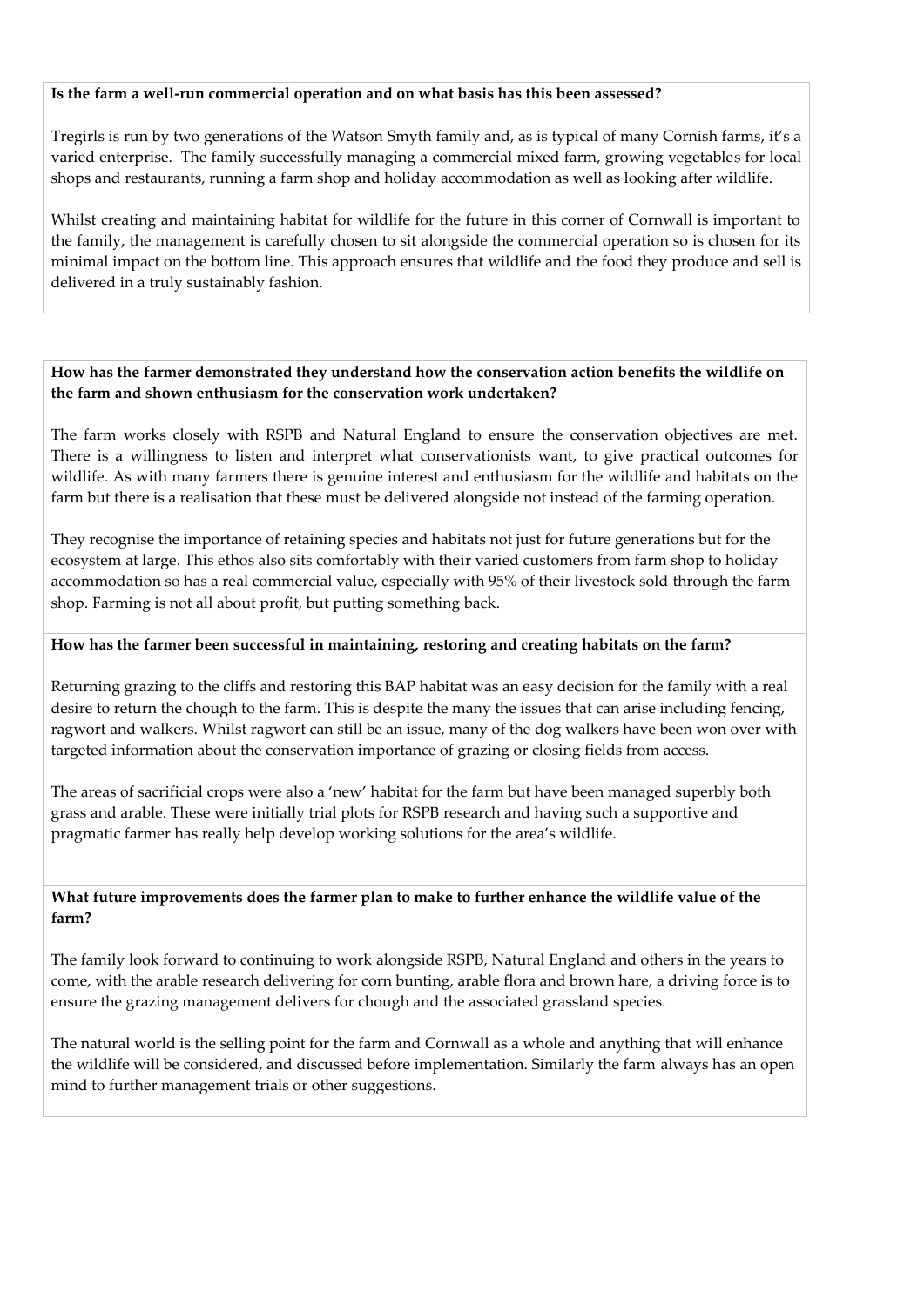**Is the farm a well-run commercial operation and on what basis has this been assessed?**

Tregirls is run by two generations of the Watson Smyth family and, as is typical of many Cornish farms, it's a varied enterprise. The family successfully managing a commercial mixed farm, growing vegetables for local shops and restaurants, running a farm shop and holiday accommodation as well as looking after wildlife.

Whilst creating and maintaining habitat for wildlife for the future in this corner of Cornwall is important to the family, the management is carefully chosen to sit alongside the commercial operation so is chosen for its minimal impact on the bottom line. This approach ensures that wildlife and the food they produce and sell is delivered in a truly sustainably fashion.

**How has the farmer demonstrated they understand how the conservation action benefits the wildlife on the farm and shown enthusiasm for the conservation work undertaken?**

The farm works closely with RSPB and Natural England to ensure the conservation objectives are met. There is a willingness to listen and interpret what conservationists want, to give practical outcomes for wildlife. As with many farmers there is genuine interest and enthusiasm for the wildlife and habitats on the farm but there is a realisation that these must be delivered alongside not instead of the farming operation.

They recognise the importance of retaining species and habitats not just for future generations but for the ecosystem at large. This ethos also sits comfortably with their varied customers from farm shop to holiday accommodation so has a real commercial value, especially with 95% of their livestock sold through the farm shop. Farming is not all about profit, but putting something back.

**How has the farmer been successful in maintaining, restoring and creating habitats on the farm?**

Returning grazing to the cliffs and restoring this BAP habitat was an easy decision for the family with a real desire to return the chough to the farm. This is despite the many the issues that can arise including fencing, ragwort and walkers. Whilst ragwort can still be an issue, many of the dog walkers have been won over with targeted information about the conservation importance of grazing or closing fields from access.

The areas of sacrificial crops were also a 'new' habitat for the farm but have been managed superbly both grass and arable. These were initially trial plots for RSPB research and having such a supportive and pragmatic farmer has really help develop working solutions for the area's wildlife.

**What future improvements does the farmer plan to make to further enhance the wildlife value of the farm?**

The family look forward to continuing to work alongside RSPB, Natural England and others in the years to come, with the arable research delivering for corn bunting, arable flora and brown hare, a driving force is to ensure the grazing management delivers for chough and the associated grassland species.

The natural world is the selling point for the farm and Cornwall as a whole and anything that will enhance the wildlife will be considered, and discussed before implementation. Similarly the farm always has an open mind to further management trials or other suggestions.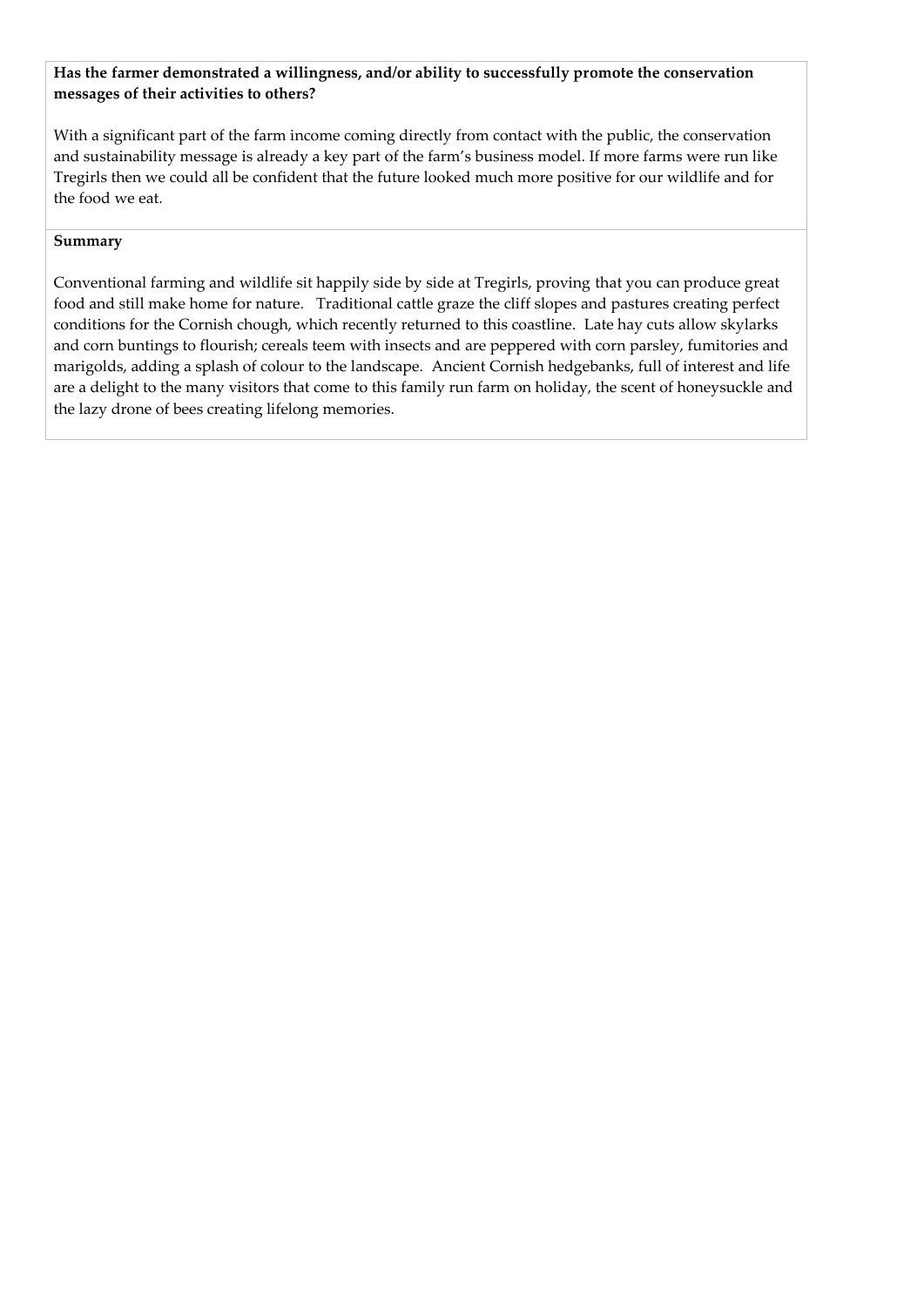**Has the farmer demonstrated a willingness, and/or ability to successfully promote the conservation messages of their activities to others?**

With a significant part of the farm income coming directly from contact with the public, the conservation and sustainability message is already a key part of the farm's business model. If more farms were run like Tregirls then we could all be confident that the future looked much more positive for our wildlife and for the food we eat.

**Summary**

Conventional farming and wildlife sit happily side by side at Tregirls, proving that you can produce great food and still make home for nature. Traditional cattle graze the cliff slopes and pastures creating perfect conditions for the Cornish chough, which recently returned to this coastline. Late hay cuts allow skylarks and corn buntings to flourish; cereals teem with insects and are peppered with corn parsley, fumitories and marigolds, adding a splash of colour to the landscape. Ancient Cornish hedgebanks, full of interest and life are a delight to the many visitors that come to this family run farm on holiday, the scent of honeysuckle and the lazy drone of bees creating lifelong memories.